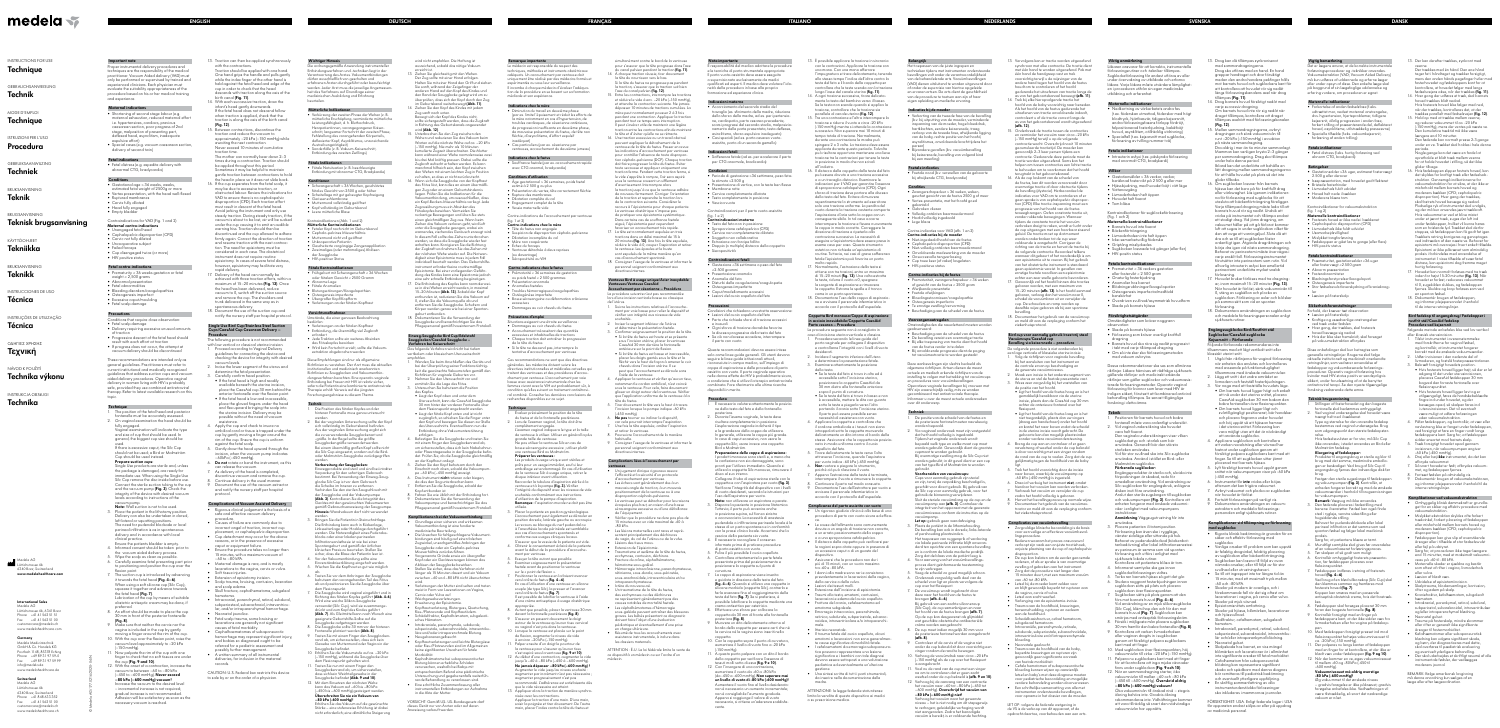# medela

INSTRUCTIONS FOR USE
**Technique**

GEBRAUCHSANWEISUNG
**Technik**

MODE D'EMPLOI
**Technique**

ISTRUZIONI PER L'USO
**Procedura**

GEBRUIKSAANWIJZING
**Techniek**

BRUKSANVISNING
**Teknik**

BRUGSANVISNING
**Teknik brugsanvisning**

KÄYTTÖOHJEET
**Tekniikka**

BRUKSANVISNING
**Teknikk**

INSTRUCCIONES DE USO
**Técnica**

INSTRUÇÕES DE UTILIZAÇÃO
**Técnica**

ΟΔΗΓΙΕΣ ΧΡΗΣΗΣ
**Τεχνική**

NÁVOD K POUŽITÍ
**Technika výkonu**

INSTRUKCJA OBSŁUGI
**Technika**

ENGLISH | DEUTSCH | FRANÇAIS | ITALIANO | NEDERLANDS | SVENSKA | DANSK

Medela AG
Lättichstrasse 4b
6341 Baar, Switzerland
www.medela.com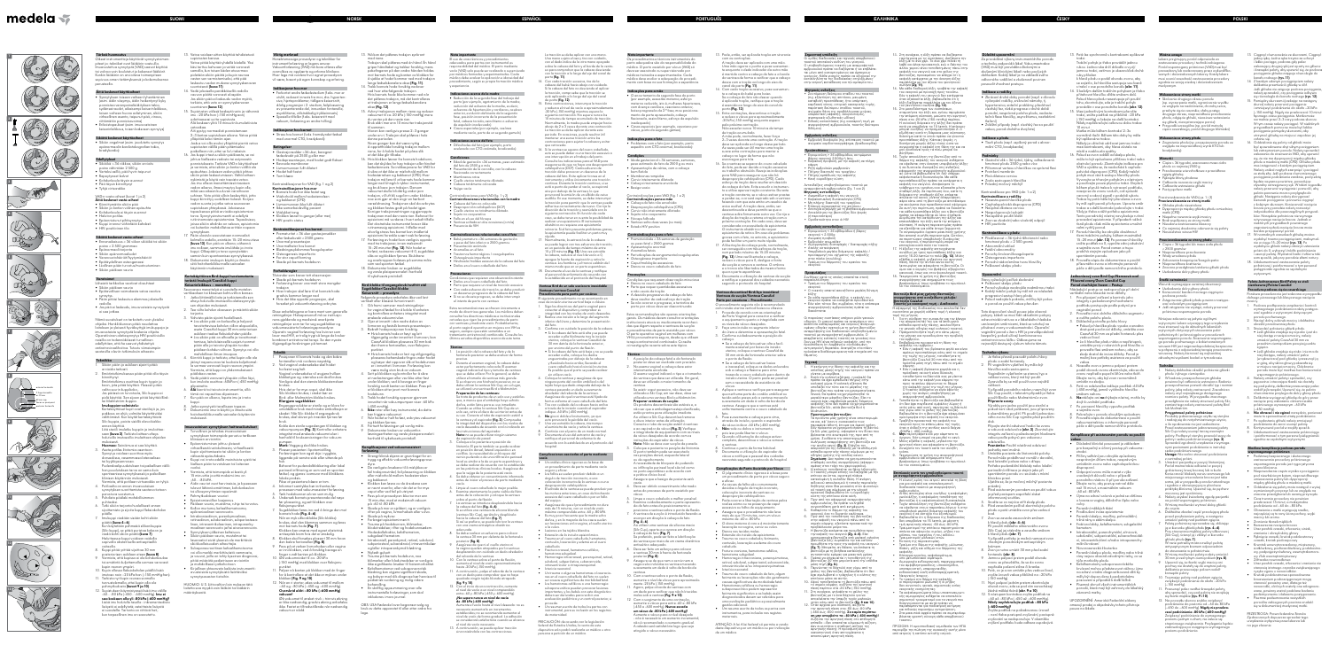medela

SUOMI

NORSK

ESPAÑOL

PORTUGUÊS

ΕΛΛΗΝΙΚΑ

ČESKY

POLSKI